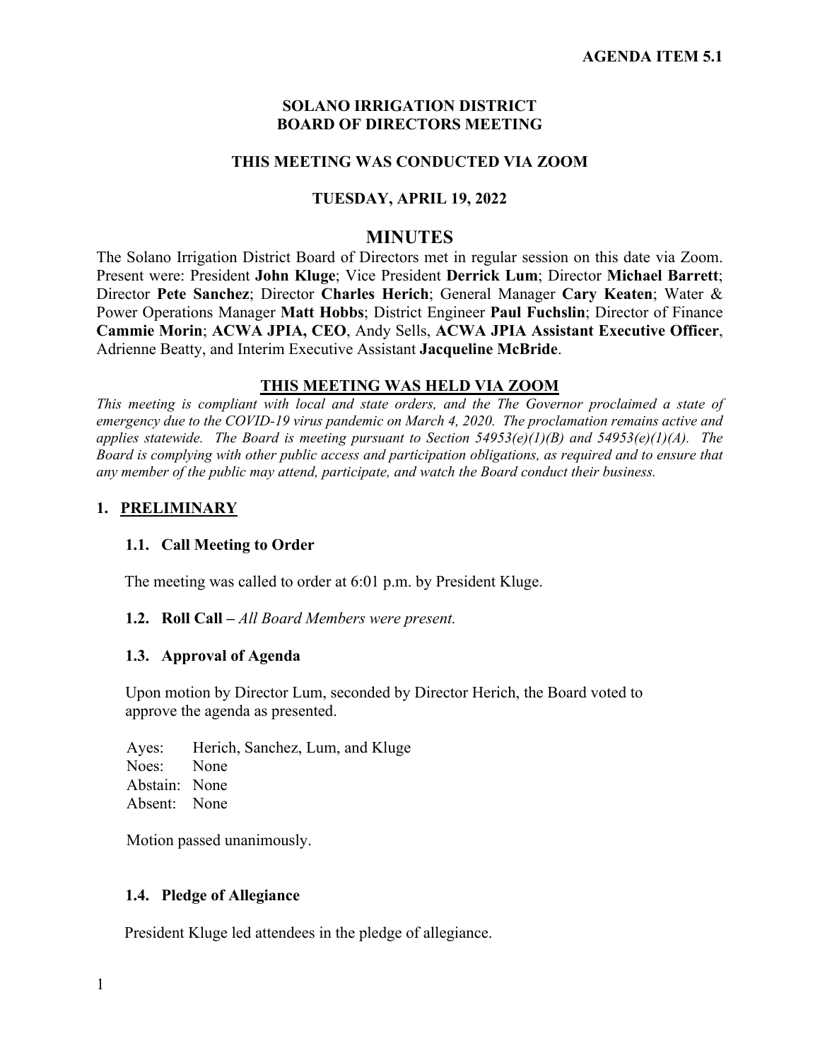**AGENDA ITEM 5.1**

**SOLANO IRRIGATION DISTRICT**
**BOARD OF DIRECTORS MEETING**

**THIS MEETING WAS CONDUCTED VIA ZOOM**

**TUESDAY, APRIL 19, 2022**

# MINUTES

The Solano Irrigation District Board of Directors met in regular session on this date via Zoom. Present were: President **John Kluge**; Vice President **Derrick Lum**; Director **Michael Barrett**; Director **Pete Sanchez**; Director **Charles Herich**; General Manager **Cary Keaten**; Water & Power Operations Manager **Matt Hobbs**; District Engineer **Paul Fuchslin**; Director of Finance **Cammie Morin**; **ACWA JPIA, CEO**, Andy Sells, **ACWA JPIA Assistant Executive Officer**, Adrienne Beatty, and Interim Executive Assistant **Jacqueline McBride**.

**THIS MEETING WAS HELD VIA ZOOM**

*This meeting is compliant with local and state orders, and the The Governor proclaimed a state of emergency due to the COVID-19 virus pandemic on March 4, 2020. The proclamation remains active and applies statewide. The Board is meeting pursuant to Section 54953(e)(1)(B) and 54953(e)(1)(A). The Board is complying with other public access and participation obligations, as required and to ensure that any member of the public may attend, participate, and watch the Board conduct their business.*

## 1. PRELIMINARY

### 1.1. Call Meeting to Order

The meeting was called to order at 6:01 p.m. by President Kluge.

### 1.2. Roll Call – *All Board Members were present.*

### 1.3. Approval of Agenda

Upon motion by Director Lum, seconded by Director Herich, the Board voted to approve the agenda as presented.

Ayes: Herich, Sanchez, Lum, and Kluge
Noes: None
Abstain: None
Absent: None

Motion passed unanimously.

### 1.4. Pledge of Allegiance

President Kluge led attendees in the pledge of allegiance.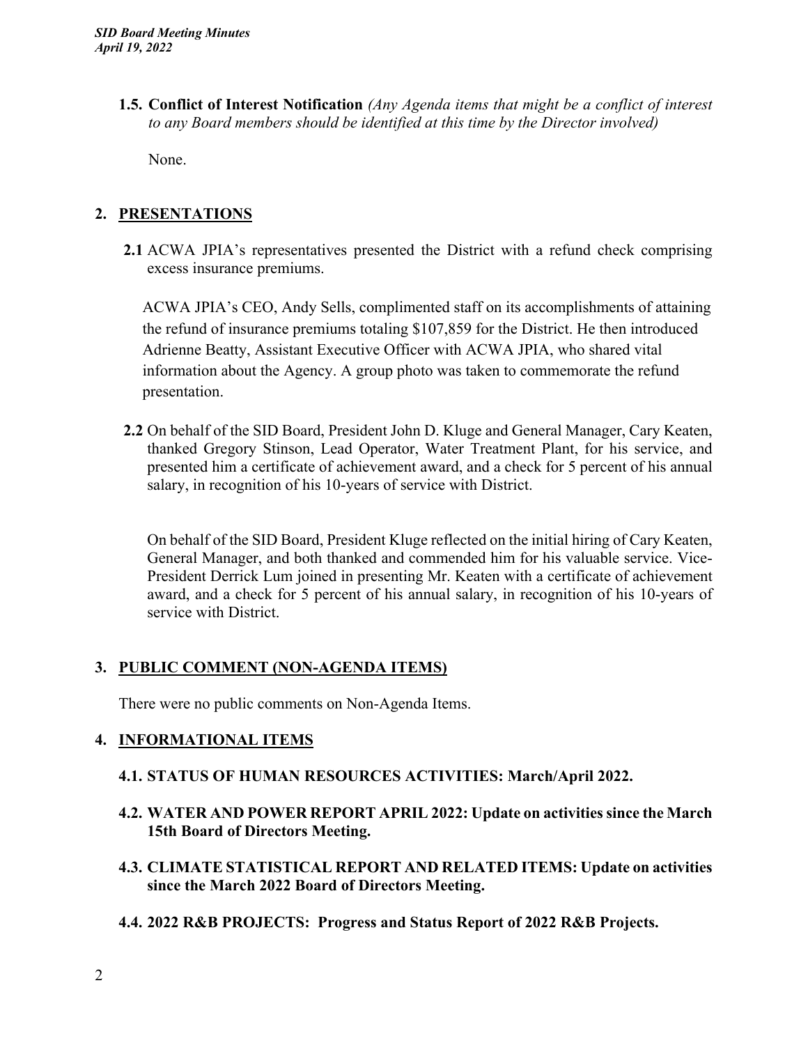**1.5. Conflict of Interest Notification** *(Any Agenda items that might be a conflict of interest to any Board members should be identified at this time by the Director involved)*

None.

## 2. PRESENTATIONS

**2.1** ACWA JPIA's representatives presented the District with a refund check comprising excess insurance premiums.

ACWA JPIA's CEO, Andy Sells, complimented staff on its accomplishments of attaining the refund of insurance premiums totaling $107,859 for the District. He then introduced Adrienne Beatty, Assistant Executive Officer with ACWA JPIA, who shared vital information about the Agency. A group photo was taken to commemorate the refund presentation.

**2.2** On behalf of the SID Board, President John D. Kluge and General Manager, Cary Keaten, thanked Gregory Stinson, Lead Operator, Water Treatment Plant, for his service, and presented him a certificate of achievement award, and a check for 5 percent of his annual salary, in recognition of his 10-years of service with District.

On behalf of the SID Board, President Kluge reflected on the initial hiring of Cary Keaten, General Manager, and both thanked and commended him for his valuable service. Vice-President Derrick Lum joined in presenting Mr. Keaten with a certificate of achievement award, and a check for 5 percent of his annual salary, in recognition of his 10-years of service with District.

## 3. PUBLIC COMMENT (NON-AGENDA ITEMS)

There were no public comments on Non-Agenda Items.

## 4. INFORMATIONAL ITEMS

**4.1. STATUS OF HUMAN RESOURCES ACTIVITIES: March/April 2022.**

**4.2. WATER AND POWER REPORT APRIL 2022: Update on activities since the March 15th Board of Directors Meeting.**

**4.3. CLIMATE STATISTICAL REPORT AND RELATED ITEMS: Update on activities since the March 2022 Board of Directors Meeting.**

**4.4. 2022 R&B PROJECTS: Progress and Status Report of 2022 R&B Projects.**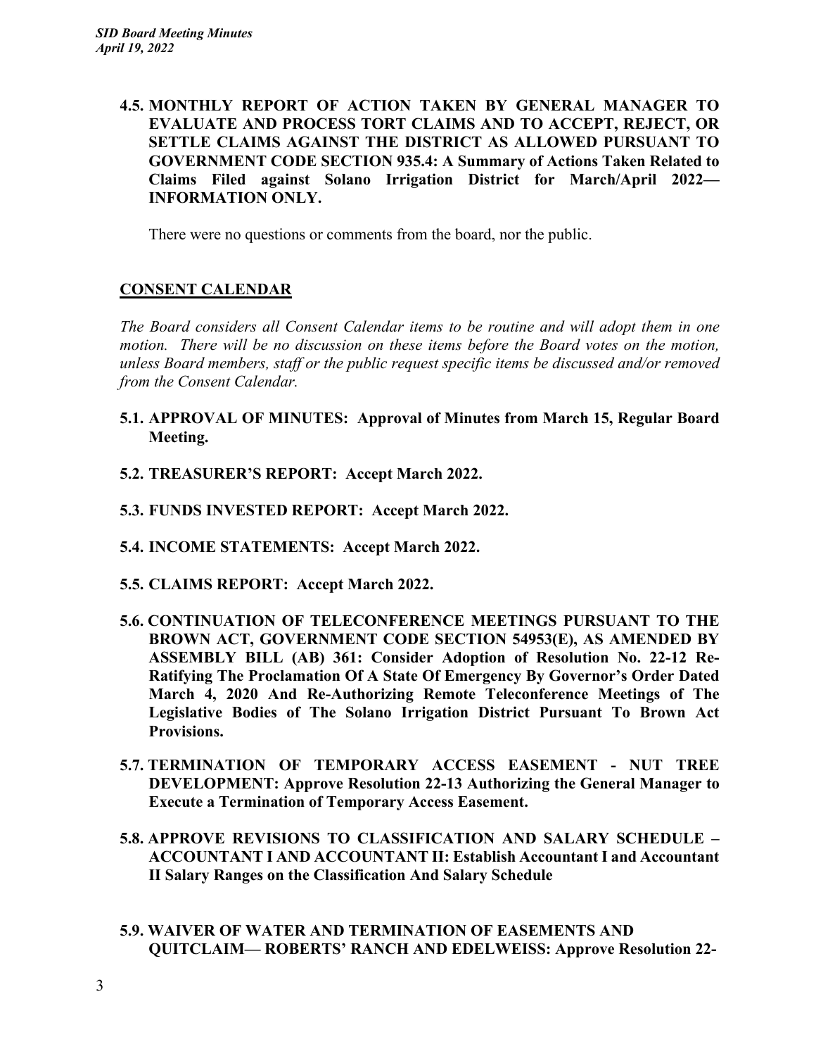**4.5. MONTHLY REPORT OF ACTION TAKEN BY GENERAL MANAGER TO EVALUATE AND PROCESS TORT CLAIMS AND TO ACCEPT, REJECT, OR SETTLE CLAIMS AGAINST THE DISTRICT AS ALLOWED PURSUANT TO GOVERNMENT CODE SECTION 935.4: A Summary of Actions Taken Related to Claims Filed against Solano Irrigation District for March/April 2022— INFORMATION ONLY.**

There were no questions or comments from the board, nor the public.

## CONSENT CALENDAR

*The Board considers all Consent Calendar items to be routine and will adopt them in one motion. There will be no discussion on these items before the Board votes on the motion, unless Board members, staff or the public request specific items be discussed and/or removed from the Consent Calendar.*

**5.1. APPROVAL OF MINUTES: Approval of Minutes from March 15, Regular Board Meeting.**

**5.2. TREASURER'S REPORT: Accept March 2022.**

**5.3. FUNDS INVESTED REPORT: Accept March 2022.**

**5.4. INCOME STATEMENTS: Accept March 2022.**

**5.5. CLAIMS REPORT: Accept March 2022.**

**5.6. CONTINUATION OF TELECONFERENCE MEETINGS PURSUANT TO THE BROWN ACT, GOVERNMENT CODE SECTION 54953(E), AS AMENDED BY ASSEMBLY BILL (AB) 361: Consider Adoption of Resolution No. 22-12 Re-Ratifying The Proclamation Of A State Of Emergency By Governor's Order Dated March 4, 2020 And Re-Authorizing Remote Teleconference Meetings of The Legislative Bodies of The Solano Irrigation District Pursuant To Brown Act Provisions.**

**5.7. TERMINATION OF TEMPORARY ACCESS EASEMENT - NUT TREE DEVELOPMENT: Approve Resolution 22-13 Authorizing the General Manager to Execute a Termination of Temporary Access Easement.**

**5.8. APPROVE REVISIONS TO CLASSIFICATION AND SALARY SCHEDULE – ACCOUNTANT I AND ACCOUNTANT II: Establish Accountant I and Accountant II Salary Ranges on the Classification And Salary Schedule**

**5.9. WAIVER OF WATER AND TERMINATION OF EASEMENTS AND QUITCLAIM— ROBERTS' RANCH AND EDELWEISS: Approve Resolution 22-**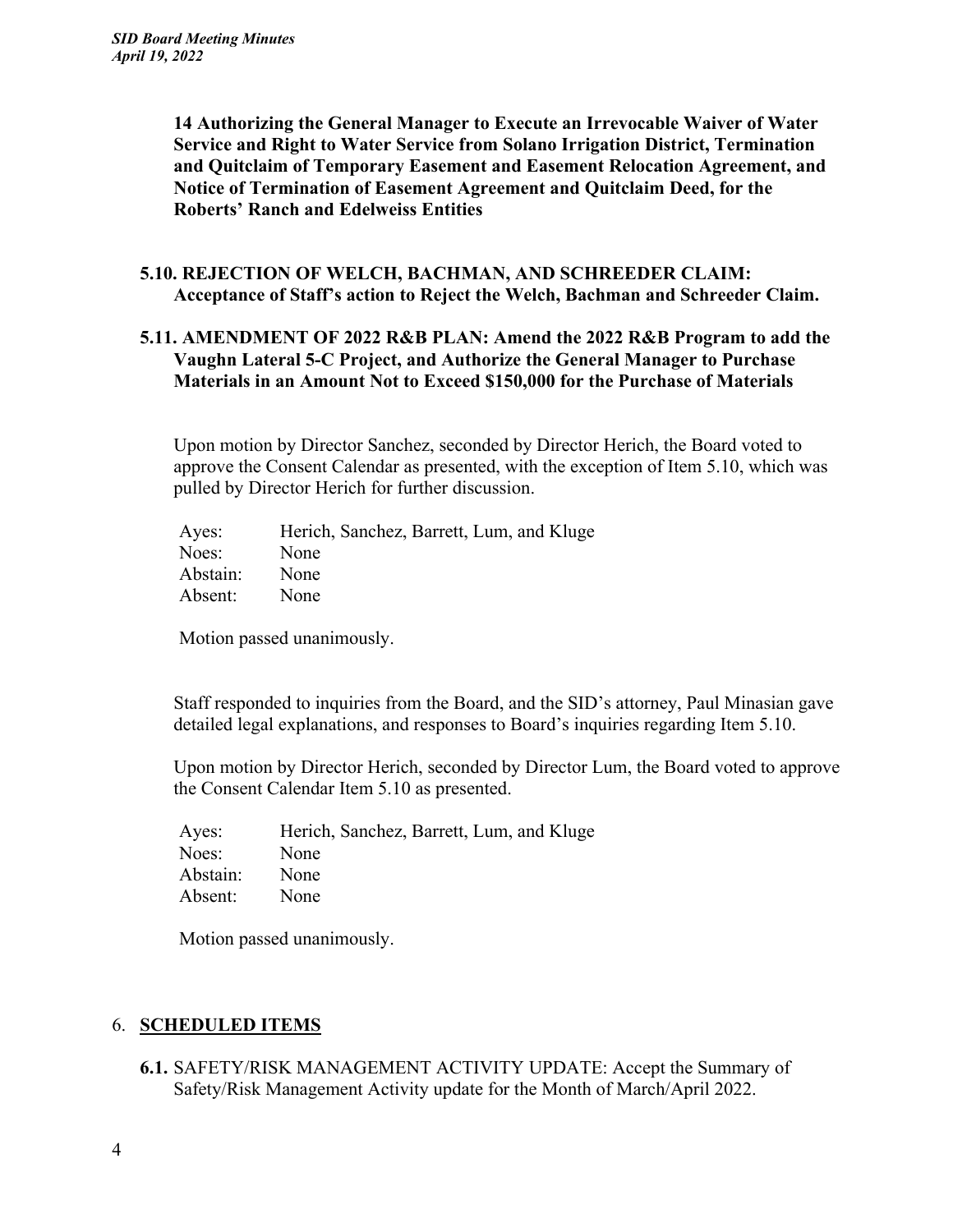**14 Authorizing the General Manager to Execute an Irrevocable Waiver of Water Service and Right to Water Service from Solano Irrigation District, Termination and Quitclaim of Temporary Easement and Easement Relocation Agreement, and Notice of Termination of Easement Agreement and Quitclaim Deed, for the Roberts' Ranch and Edelweiss Entities**

**5.10. REJECTION OF WELCH, BACHMAN, AND SCHREEDER CLAIM: Acceptance of Staff's action to Reject the Welch, Bachman and Schreeder Claim.**

**5.11. AMENDMENT OF 2022 R&B PLAN: Amend the 2022 R&B Program to add the Vaughn Lateral 5-C Project, and Authorize the General Manager to Purchase Materials in an Amount Not to Exceed $150,000 for the Purchase of Materials**

Upon motion by Director Sanchez, seconded by Director Herich, the Board voted to approve the Consent Calendar as presented, with the exception of Item 5.10, which was pulled by Director Herich for further discussion.

Ayes: Herich, Sanchez, Barrett, Lum, and Kluge
Noes: None
Abstain: None
Absent: None

Motion passed unanimously.

Staff responded to inquiries from the Board, and the SID's attorney, Paul Minasian gave detailed legal explanations, and responses to Board's inquiries regarding Item 5.10.

Upon motion by Director Herich, seconded by Director Lum, the Board voted to approve the Consent Calendar Item 5.10 as presented.

Ayes: Herich, Sanchez, Barrett, Lum, and Kluge
Noes: None
Abstain: None
Absent: None

Motion passed unanimously.

## 6. SCHEDULED ITEMS

**6.1.** SAFETY/RISK MANAGEMENT ACTIVITY UPDATE: Accept the Summary of Safety/Risk Management Activity update for the Month of March/April 2022.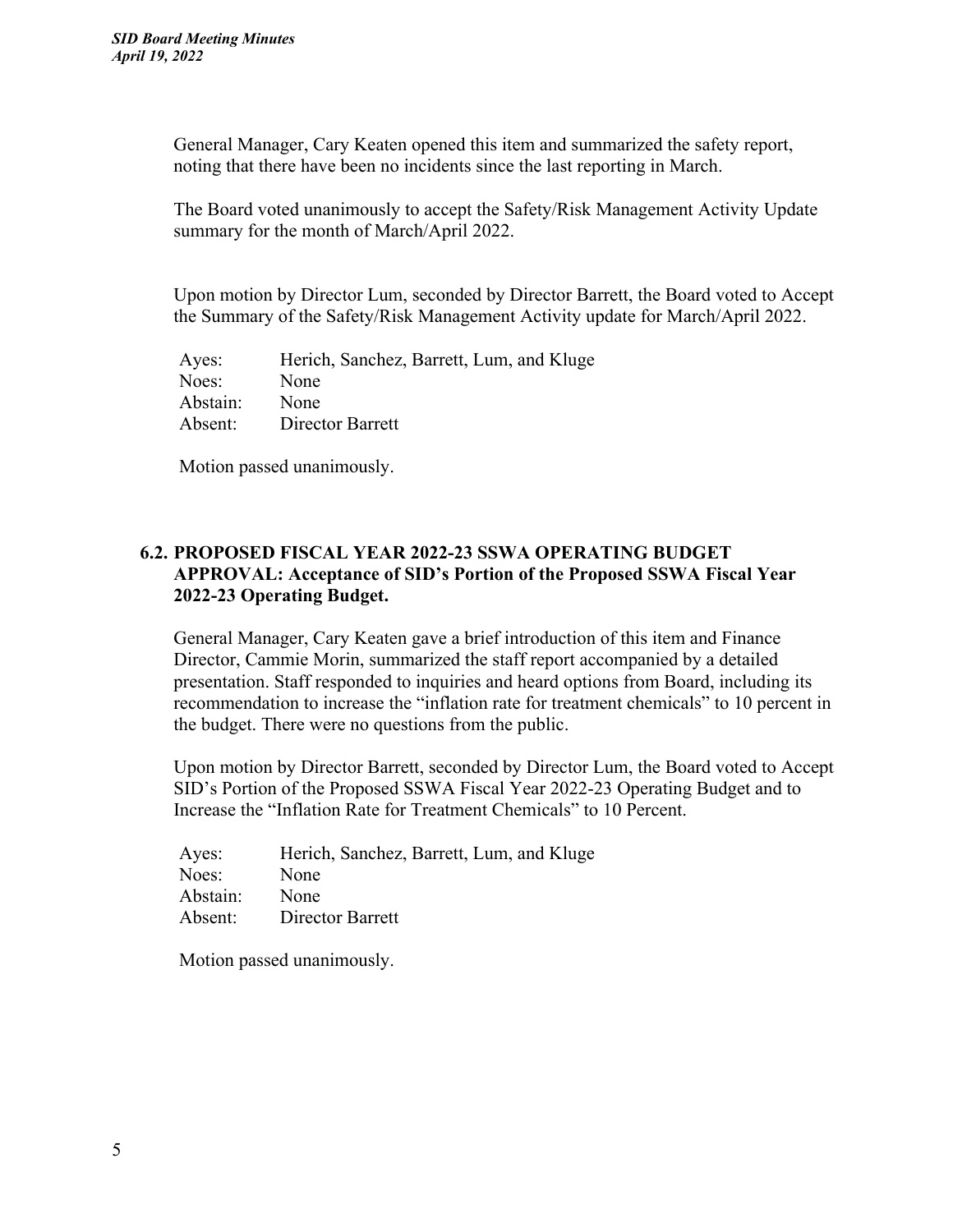General Manager, Cary Keaten opened this item and summarized the safety report, noting that there have been no incidents since the last reporting in March.

The Board voted unanimously to accept the Safety/Risk Management Activity Update summary for the month of March/April 2022.

Upon motion by Director Lum, seconded by Director Barrett, the Board voted to Accept the Summary of the Safety/Risk Management Activity update for March/April 2022.

| | |
|---|---|
| Ayes: | Herich, Sanchez, Barrett, Lum, and Kluge |
| Noes: | None |
| Abstain: | None |
| Absent: | Director Barrett |

Motion passed unanimously.

### 6.2. PROPOSED FISCAL YEAR 2022-23 SSWA OPERATING BUDGET APPROVAL: Acceptance of SID's Portion of the Proposed SSWA Fiscal Year 2022-23 Operating Budget.

General Manager, Cary Keaten gave a brief introduction of this item and Finance Director, Cammie Morin, summarized the staff report accompanied by a detailed presentation. Staff responded to inquiries and heard options from Board, including its recommendation to increase the "inflation rate for treatment chemicals" to 10 percent in the budget. There were no questions from the public.

Upon motion by Director Barrett, seconded by Director Lum, the Board voted to Accept SID's Portion of the Proposed SSWA Fiscal Year 2022-23 Operating Budget and to Increase the "Inflation Rate for Treatment Chemicals" to 10 Percent.

| | |
|---|---|
| Ayes: | Herich, Sanchez, Barrett, Lum, and Kluge |
| Noes: | None |
| Abstain: | None |
| Absent: | Director Barrett |

Motion passed unanimously.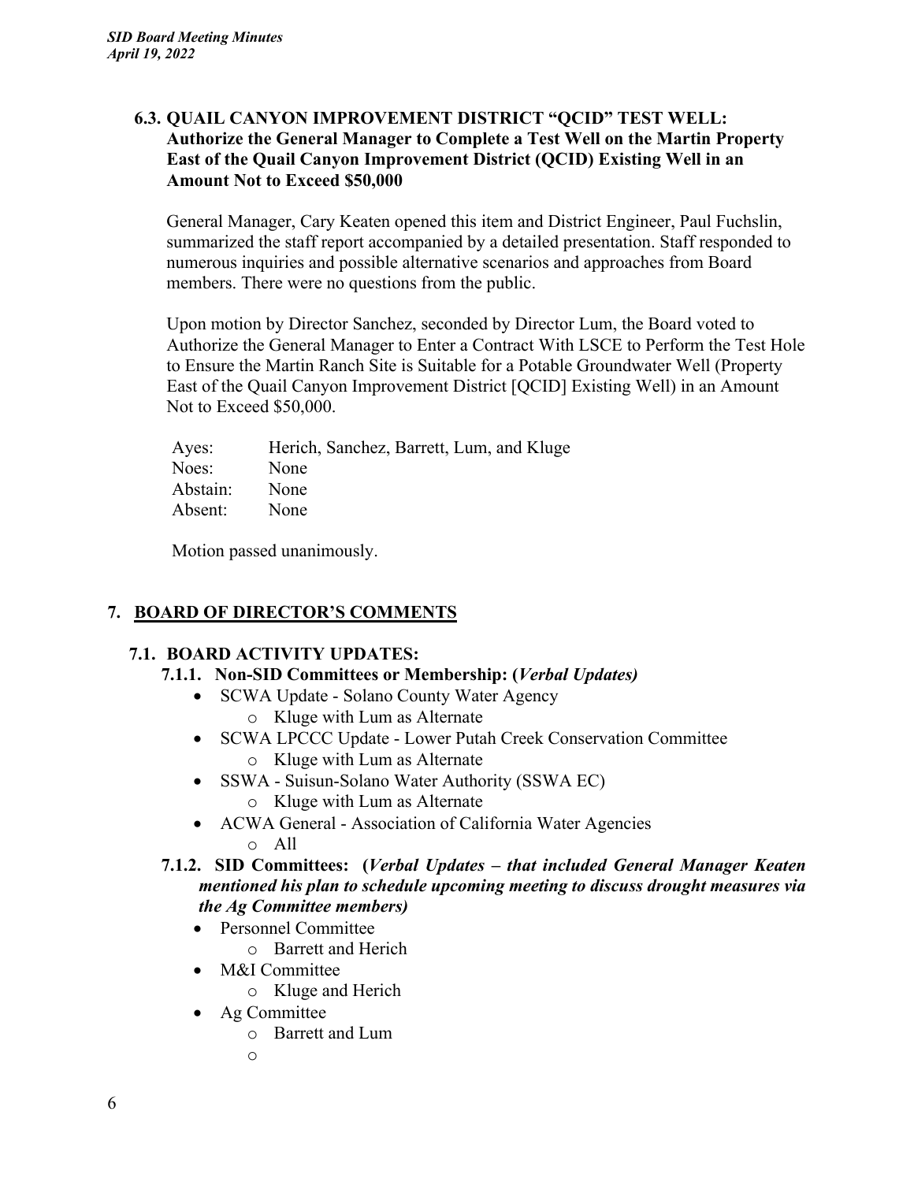### 6.3. QUAIL CANYON IMPROVEMENT DISTRICT "QCID" TEST WELL: Authorize the General Manager to Complete a Test Well on the Martin Property East of the Quail Canyon Improvement District (QCID) Existing Well in an Amount Not to Exceed $50,000

General Manager, Cary Keaten opened this item and District Engineer, Paul Fuchslin, summarized the staff report accompanied by a detailed presentation. Staff responded to numerous inquiries and possible alternative scenarios and approaches from Board members. There were no questions from the public.

Upon motion by Director Sanchez, seconded by Director Lum, the Board voted to Authorize the General Manager to Enter a Contract With LSCE to Perform the Test Hole to Ensure the Martin Ranch Site is Suitable for a Potable Groundwater Well (Property East of the Quail Canyon Improvement District [QCID] Existing Well) in an Amount Not to Exceed $50,000.

| | |
|---|---|
| Ayes: | Herich, Sanchez, Barrett, Lum, and Kluge |
| Noes: | None |
| Abstain: | None |
| Absent: | None |

Motion passed unanimously.

## 7. BOARD OF DIRECTOR'S COMMENTS

### 7.1. BOARD ACTIVITY UPDATES:

#### 7.1.1. Non-SID Committees or Membership: (*Verbal Updates)*

- SCWA Update - Solano County Water Agency
  - Kluge with Lum as Alternate
- SCWA LPCCC Update - Lower Putah Creek Conservation Committee
  - Kluge with Lum as Alternate
- SSWA - Suisun-Solano Water Authority (SSWA EC)
  - Kluge with Lum as Alternate
- ACWA General - Association of California Water Agencies
  - All

#### 7.1.2. SID Committees: (*Verbal Updates – that included General Manager Keaten mentioned his plan to schedule upcoming meeting to discuss drought measures via the Ag Committee members)*

- Personnel Committee
  - Barrett and Herich
- M&I Committee
  - Kluge and Herich
- Ag Committee
  - Barrett and Lum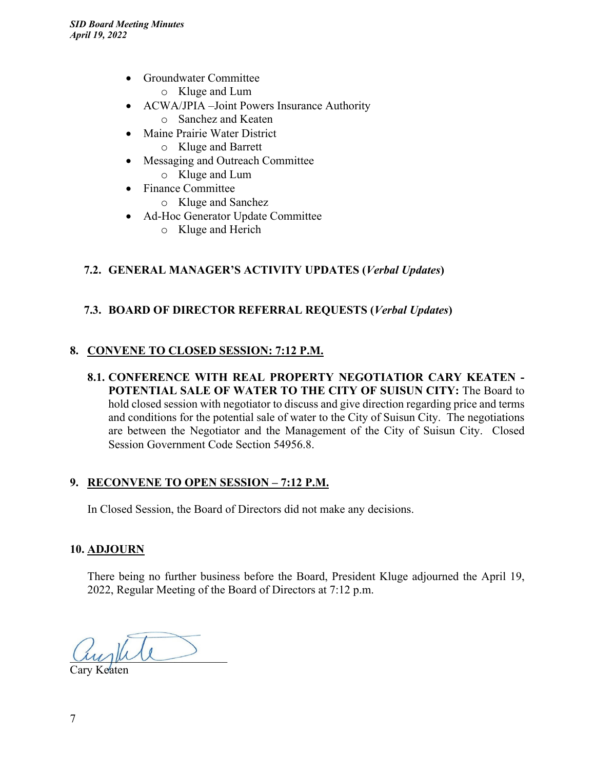- Groundwater Committee
  - Kluge and Lum
- ACWA/JPIA –Joint Powers Insurance Authority
  - Sanchez and Keaten
- Maine Prairie Water District
  - Kluge and Barrett
- Messaging and Outreach Committee
  - Kluge and Lum
- Finance Committee
  - Kluge and Sanchez
- Ad-Hoc Generator Update Committee
  - Kluge and Herich

### 7.2. GENERAL MANAGER'S ACTIVITY UPDATES (*Verbal Updates*)

### 7.3. BOARD OF DIRECTOR REFERRAL REQUESTS (*Verbal Updates*)

## 8. CONVENE TO CLOSED SESSION: 7:12 P.M.

**8.1. CONFERENCE WITH REAL PROPERTY NEGOTIATIOR CARY KEATEN - POTENTIAL SALE OF WATER TO THE CITY OF SUISUN CITY:** The Board to hold closed session with negotiator to discuss and give direction regarding price and terms and conditions for the potential sale of water to the City of Suisun City. The negotiations are between the Negotiator and the Management of the City of Suisun City. Closed Session Government Code Section 54956.8.

## 9. RECONVENE TO OPEN SESSION – 7:12 P.M.

In Closed Session, the Board of Directors did not make any decisions.

## 10. ADJOURN

There being no further business before the Board, President Kluge adjourned the April 19, 2022, Regular Meeting of the Board of Directors at 7:12 p.m.

Cary Keaten